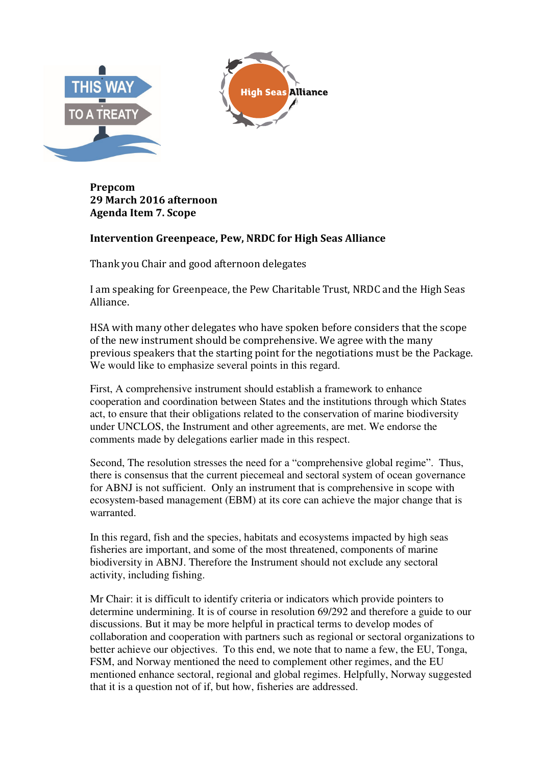**Prepcom**
**29 March 2016 afternoon**
**Agenda Item 7. Scope**

**Intervention Greenpeace, Pew, NRDC for High Seas Alliance**

Thank you Chair and good afternoon delegates

I am speaking for Greenpeace, the Pew Charitable Trust, NRDC and the High Seas Alliance.

HSA with many other delegates who have spoken before considers that the scope of the new instrument should be comprehensive. We agree with the many previous speakers that the starting point for the negotiations must be the Package. We would like to emphasize several points in this regard.

First, A comprehensive instrument should establish a framework to enhance cooperation and coordination between States and the institutions through which States act, to ensure that their obligations related to the conservation of marine biodiversity under UNCLOS, the Instrument and other agreements, are met. We endorse the comments made by delegations earlier made in this respect.

Second, The resolution stresses the need for a "comprehensive global regime". Thus, there is consensus that the current piecemeal and sectoral system of ocean governance for ABNJ is not sufficient. Only an instrument that is comprehensive in scope with ecosystem-based management (EBM) at its core can achieve the major change that is warranted.

In this regard, fish and the species, habitats and ecosystems impacted by high seas fisheries are important, and some of the most threatened, components of marine biodiversity in ABNJ. Therefore the Instrument should not exclude any sectoral activity, including fishing.

Mr Chair: it is difficult to identify criteria or indicators which provide pointers to determine undermining. It is of course in resolution 69/292 and therefore a guide to our discussions. But it may be more helpful in practical terms to develop modes of collaboration and cooperation with partners such as regional or sectoral organizations to better achieve our objectives. To this end, we note that to name a few, the EU, Tonga, FSM, and Norway mentioned the need to complement other regimes, and the EU mentioned enhance sectoral, regional and global regimes. Helpfully, Norway suggested that it is a question not of if, but how, fisheries are addressed.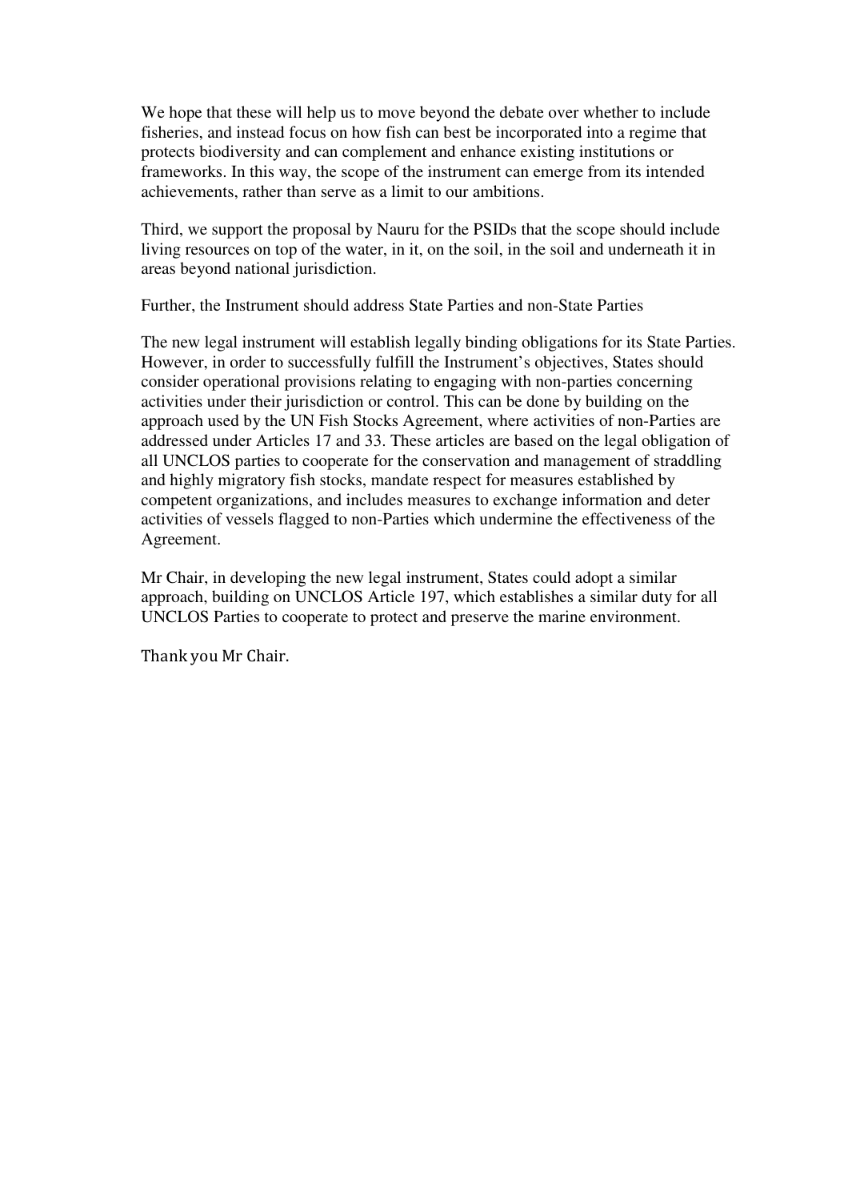We hope that these will help us to move beyond the debate over whether to include fisheries, and instead focus on how fish can best be incorporated into a regime that protects biodiversity and can complement and enhance existing institutions or frameworks. In this way, the scope of the instrument can emerge from its intended achievements, rather than serve as a limit to our ambitions.

Third, we support the proposal by Nauru for the PSIDs that the scope should include living resources on top of the water, in it, on the soil, in the soil and underneath it in areas beyond national jurisdiction.

Further, the Instrument should address State Parties and non-State Parties

The new legal instrument will establish legally binding obligations for its State Parties. However, in order to successfully fulfill the Instrument's objectives, States should consider operational provisions relating to engaging with non-parties concerning activities under their jurisdiction or control. This can be done by building on the approach used by the UN Fish Stocks Agreement, where activities of non-Parties are addressed under Articles 17 and 33. These articles are based on the legal obligation of all UNCLOS parties to cooperate for the conservation and management of straddling and highly migratory fish stocks, mandate respect for measures established by competent organizations, and includes measures to exchange information and deter activities of vessels flagged to non-Parties which undermine the effectiveness of the Agreement.

Mr Chair, in developing the new legal instrument, States could adopt a similar approach, building on UNCLOS Article 197, which establishes a similar duty for all UNCLOS Parties to cooperate to protect and preserve the marine environment.

Thank you Mr Chair.